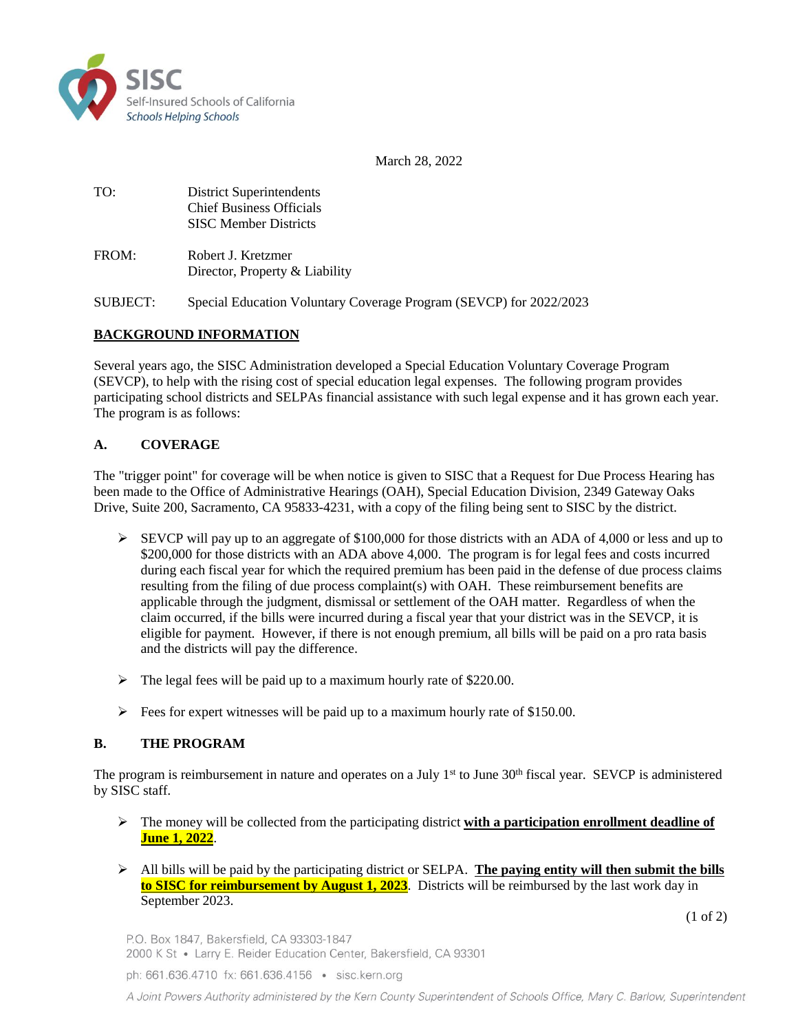SISC
Self-Insured Schools of California
*Schools Helping Schools*

March 28, 2022

TO: District Superintendents
Chief Business Officials
SISC Member Districts

FROM: Robert J. Kretzmer
Director, Property & Liability

SUBJECT: Special Education Voluntary Coverage Program (SEVCP) for 2022/2023

## BACKGROUND INFORMATION

Several years ago, the SISC Administration developed a Special Education Voluntary Coverage Program (SEVCP), to help with the rising cost of special education legal expenses. The following program provides participating school districts and SELPAs financial assistance with such legal expense and it has grown each year. The program is as follows:

## A. COVERAGE

The "trigger point" for coverage will be when notice is given to SISC that a Request for Due Process Hearing has been made to the Office of Administrative Hearings (OAH), Special Education Division, 2349 Gateway Oaks Drive, Suite 200, Sacramento, CA 95833-4231, with a copy of the filing being sent to SISC by the district.

- SEVCP will pay up to an aggregate of $100,000 for those districts with an ADA of 4,000 or less and up to $200,000 for those districts with an ADA above 4,000. The program is for legal fees and costs incurred during each fiscal year for which the required premium has been paid in the defense of due process claims resulting from the filing of due process complaint(s) with OAH. These reimbursement benefits are applicable through the judgment, dismissal or settlement of the OAH matter. Regardless of when the claim occurred, if the bills were incurred during a fiscal year that your district was in the SEVCP, it is eligible for payment. However, if there is not enough premium, all bills will be paid on a pro rata basis and the districts will pay the difference.

- The legal fees will be paid up to a maximum hourly rate of $220.00.

- Fees for expert witnesses will be paid up to a maximum hourly rate of $150.00.

## B. THE PROGRAM

The program is reimbursement in nature and operates on a July 1st to June 30th fiscal year. SEVCP is administered by SISC staff.

- The money will be collected from the participating district **with a participation enrollment deadline of June 1, 2022**.

- All bills will be paid by the participating district or SELPA. **The paying entity will then submit the bills to SISC for reimbursement by August 1, 2023**. Districts will be reimbursed by the last work day in September 2023.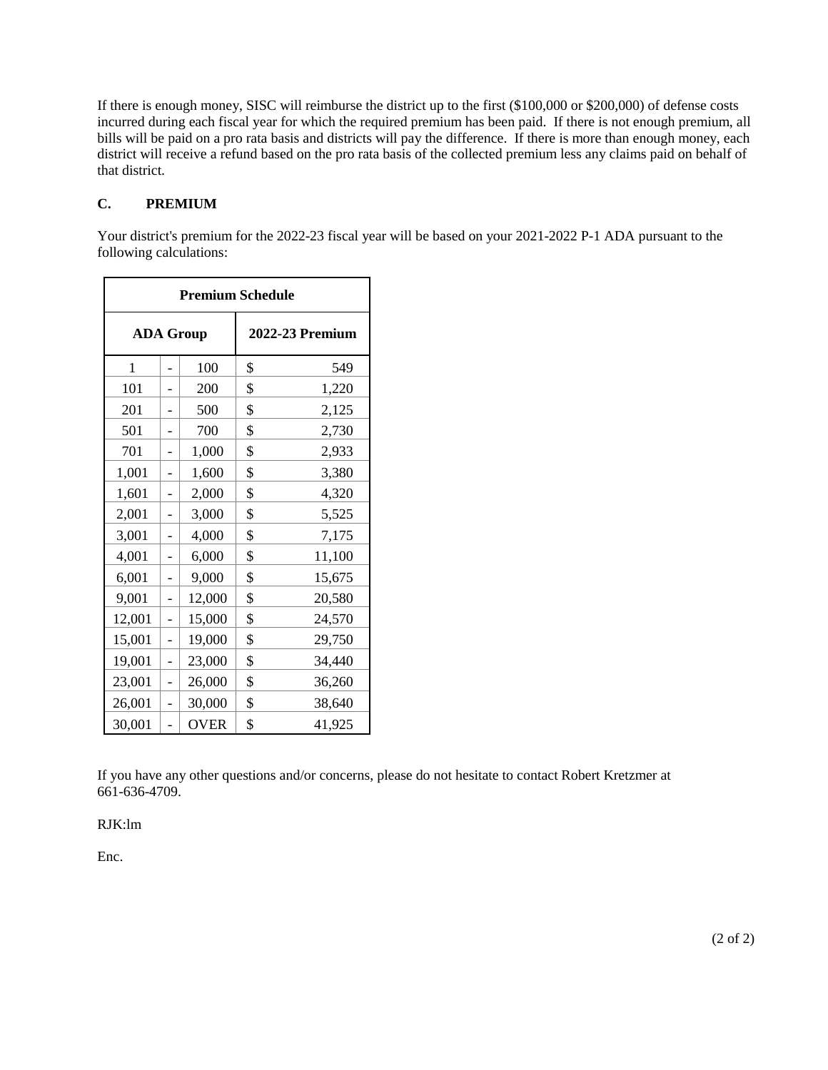If there is enough money, SISC will reimburse the district up to the first ($100,000 or $200,000) of defense costs incurred during each fiscal year for which the required premium has been paid. If there is not enough premium, all bills will be paid on a pro rata basis and districts will pay the difference. If there is more than enough money, each district will receive a refund based on the pro rata basis of the collected premium less any claims paid on behalf of that district.

## C. PREMIUM

Your district's premium for the 2022-23 fiscal year will be based on your 2021-2022 P-1 ADA pursuant to the following calculations:

| Premium Schedule | | | |
|---|---|---|---|
| **ADA Group** | | | **2022-23 Premium** |
| 1 | - | 100 | $ 549 |
| 101 | - | 200 | $ 1,220 |
| 201 | - | 500 | $ 2,125 |
| 501 | - | 700 | $ 2,730 |
| 701 | - | 1,000 | $ 2,933 |
| 1,001 | - | 1,600 | $ 3,380 |
| 1,601 | - | 2,000 | $ 4,320 |
| 2,001 | - | 3,000 | $ 5,525 |
| 3,001 | - | 4,000 | $ 7,175 |
| 4,001 | - | 6,000 | $ 11,100 |
| 6,001 | - | 9,000 | $ 15,675 |
| 9,001 | - | 12,000 | $ 20,580 |
| 12,001 | - | 15,000 | $ 24,570 |
| 15,001 | - | 19,000 | $ 29,750 |
| 19,001 | - | 23,000 | $ 34,440 |
| 23,001 | - | 26,000 | $ 36,260 |
| 26,001 | - | 30,000 | $ 38,640 |
| 30,001 | - | OVER | $ 41,925 |

If you have any other questions and/or concerns, please do not hesitate to contact Robert Kretzmer at 661-636-4709.

RJK:lm

Enc.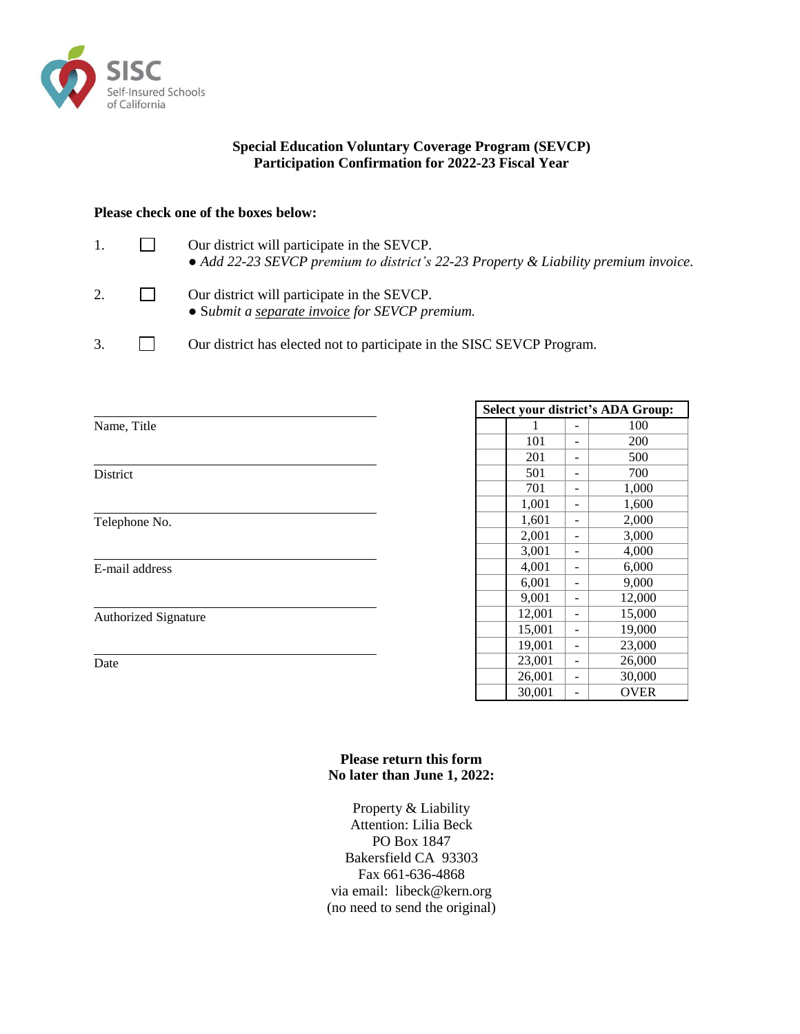SISC
Self-Insured Schools
of California

**Special Education Voluntary Coverage Program (SEVCP)**
**Participation Confirmation for 2022-23 Fiscal Year**

**Please check one of the boxes below:**

1. ☐ Our district will participate in the SEVCP.
   ● *Add 22-23 SEVCP premium to district's 22-23 Property & Liability premium invoice.*

2. ☐ Our district will participate in the SEVCP.
   ● *Submit a separate invoice for SEVCP premium.*

3. ☐ Our district has elected not to participate in the SISC SEVCP Program.

\_\_\_\_\_\_\_\_\_\_\_\_\_\_\_\_\_\_\_\_\_\_\_\_\_\_\_\_\_\_\_\_\_\_\_\_\_\_\_\_
Name, Title

\_\_\_\_\_\_\_\_\_\_\_\_\_\_\_\_\_\_\_\_\_\_\_\_\_\_\_\_\_\_\_\_\_\_\_\_\_\_\_\_
District

\_\_\_\_\_\_\_\_\_\_\_\_\_\_\_\_\_\_\_\_\_\_\_\_\_\_\_\_\_\_\_\_\_\_\_\_\_\_\_\_
Telephone No.

\_\_\_\_\_\_\_\_\_\_\_\_\_\_\_\_\_\_\_\_\_\_\_\_\_\_\_\_\_\_\_\_\_\_\_\_\_\_\_\_
E-mail address

\_\_\_\_\_\_\_\_\_\_\_\_\_\_\_\_\_\_\_\_\_\_\_\_\_\_\_\_\_\_\_\_\_\_\_\_\_\_\_\_
Authorized Signature

\_\_\_\_\_\_\_\_\_\_\_\_\_\_\_\_\_\_\_\_\_\_\_\_\_\_\_\_\_\_\_\_\_\_\_\_\_\_\_\_
Date

| **Select your district's ADA Group:** | | | |
|---|---|---|---|
| | 1 | - | 100 |
| | 101 | - | 200 |
| | 201 | - | 500 |
| | 501 | - | 700 |
| | 701 | - | 1,000 |
| | 1,001 | - | 1,600 |
| | 1,601 | - | 2,000 |
| | 2,001 | - | 3,000 |
| | 3,001 | - | 4,000 |
| | 4,001 | - | 6,000 |
| | 6,001 | - | 9,000 |
| | 9,001 | - | 12,000 |
| | 12,001 | - | 15,000 |
| | 15,001 | - | 19,000 |
| | 19,001 | - | 23,000 |
| | 23,001 | - | 26,000 |
| | 26,001 | - | 30,000 |
| | 30,001 | - | OVER |

**Please return this form**
**No later than June 1, 2022:**

Property & Liability
Attention: Lilia Beck
PO Box 1847
Bakersfield CA 93303
Fax 661-636-4868
via email: libeck@kern.org
(no need to send the original)